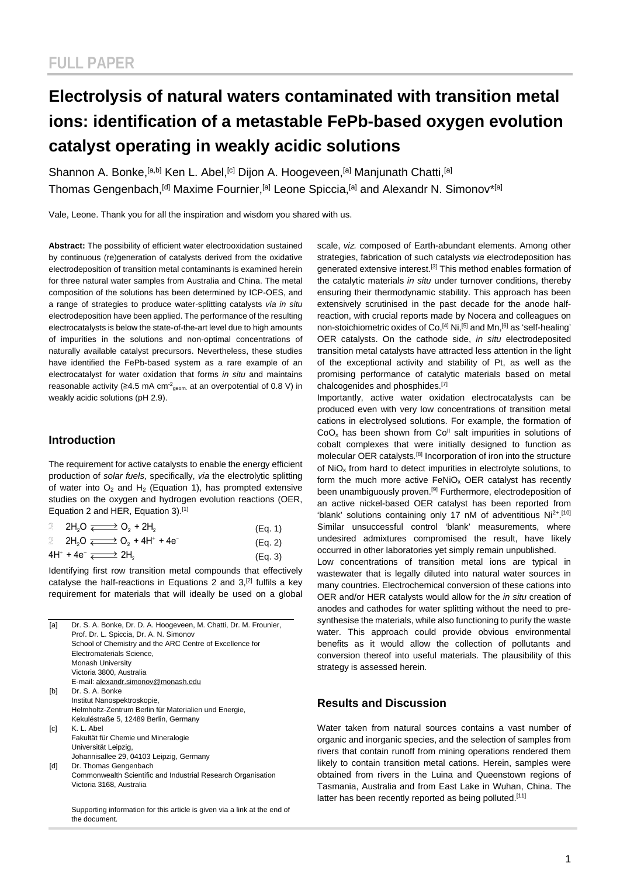FULL PAPER

# Electrolysis of natural waters contaminated with transition metal ions: identification of a metastable FePb-based oxygen evolution catalyst operating in weakly acidic solutions

Shannon A. Bonke,[a,b] Ken L. Abel,[c] Dijon A. Hoogeveen,[a] Manjunath Chatti,[a] Thomas Gengenbach,[d] Maxime Fournier,[a] Leone Spiccia,[a] and Alexandr N. Simonov*[a]

Vale, Leone. Thank you for all the inspiration and wisdom you shared with us.

**Abstract:** The possibility of efficient water electrooxidation sustained by continuous (re)generation of catalysts derived from the oxidative electrodeposition of transition metal contaminants is examined herein for three natural water samples from Australia and China. The metal composition of the solutions has been determined by ICP-OES, and a range of strategies to produce water-splitting catalysts *via in situ* electrodeposition have been applied. The performance of the resulting electrocatalysts is below the state-of-the-art level due to high amounts of impurities in the solutions and non-optimal concentrations of naturally available catalyst precursors. Nevertheless, these studies have identified the FePb-based system as a rare example of an electrocatalyst for water oxidation that forms *in situ* and maintains reasonable activity (≥4.5 mA $cm^{-2}_{geom.}$ at an overpotential of 0.8 V) in weakly acidic solutions (pH 2.9).

## Introduction

The requirement for active catalysts to enable the energy efficient production of *solar fuels*, specifically, *via* the electrolytic splitting of water into $O_2$ and $H_2$ (Equation 1), has prompted extensive studies on the oxygen and hydrogen evolution reactions (OER, Equation 2 and HER, Equation 3).[1]

$$2H_2O \rightleftharpoons O_2 + 2H_2 \quad \text{(Eq. 1)}$$

$$2H_2O \rightleftharpoons O_2 + 4H^+ + 4e^- \quad \text{(Eq. 2)}$$

$$4H^+ + 4e^- \rightleftharpoons 2H_2 \quad \text{(Eq. 3)}$$

Identifying first row transition metal compounds that effectively catalyse the half-reactions in Equations 2 and 3,[2] fulfils a key requirement for materials that will ideally be used on a global scale, *viz.* composed of Earth-abundant elements. Among other strategies, fabrication of such catalysts *via* electrodeposition has generated extensive interest.[3] This method enables formation of the catalytic materials *in situ* under turnover conditions, thereby ensuring their thermodynamic stability. This approach has been extensively scrutinised in the past decade for the anode half-reaction, with crucial reports made by Nocera and colleagues on non-stoichiometric oxides of Co,[4] Ni,[5] and Mn,[6] as 'self-healing' OER catalysts. On the cathode side, *in situ* electrodeposited transition metal catalysts have attracted less attention in the light of the exceptional activity and stability of Pt, as well as the promising performance of catalytic materials based on metal chalcogenides and phosphides.[7]

Importantly, active water oxidation electrocatalysts can be produced even with very low concentrations of transition metal cations in electrolysed solutions. For example, the formation of $CoO_x$ has been shown from $Co^{II}$ salt impurities in solutions of cobalt complexes that were initially designed to function as molecular OER catalysts.[8] Incorporation of iron into the structure of $NiO_x$ from hard to detect impurities in electrolyte solutions, to form the much more active $FeNiO_x$ OER catalyst has recently been unambiguously proven.[9] Furthermore, electrodeposition of an active nickel-based OER catalyst has been reported from 'blank' solutions containing only 17 nM of adventitious $Ni^{2+}$.[10] Similar unsuccessful control 'blank' measurements, where undesired admixtures compromised the result, have likely occurred in other laboratories yet simply remain unpublished.

Low concentrations of transition metal ions are typical in wastewater that is legally diluted into natural water sources in many countries. Electrochemical conversion of these cations into OER and/or HER catalysts would allow for the *in situ* creation of anodes and cathodes for water splitting without the need to pre-synthesise the materials, while also functioning to purify the waste water. This approach could provide obvious environmental benefits as it would allow the collection of pollutants and conversion thereof into useful materials. The plausibility of this strategy is assessed herein.

## Results and Discussion

Water taken from natural sources contains a vast number of organic and inorganic species, and the selection of samples from rivers that contain runoff from mining operations rendered them likely to contain transition metal cations. Herein, samples were obtained from rivers in the Luina and Queenstown regions of Tasmania, Australia and from East Lake in Wuhan, China. The latter has been recently reported as being polluted.[11]

[a] Dr. S. A. Bonke, Dr. D. A. Hoogeveen, M. Chatti, Dr. M. Frounier, Prof. Dr. L. Spiccia, Dr. A. N. Simonov
School of Chemistry and the ARC Centre of Excellence for Electromaterials Science,
Monash University
Victoria 3800, Australia
E-mail: alexandr.simonov@monash.edu

[b] Dr. S. A. Bonke
Institut Nanospektroskopie,
Helmholtz-Zentrum Berlin für Materialien und Energie,
Kekuléstraße 5, 12489 Berlin, Germany

[c] K. L. Abel
Fakultät für Chemie und Mineralogie
Universität Leipzig,
Johannisallee 29, 04103 Leipzig, Germany

[d] Dr. Thomas Gengenbach
Commonwealth Scientific and Industrial Research Organisation
Victoria 3168, Australia

Supporting information for this article is given via a link at the end of the document.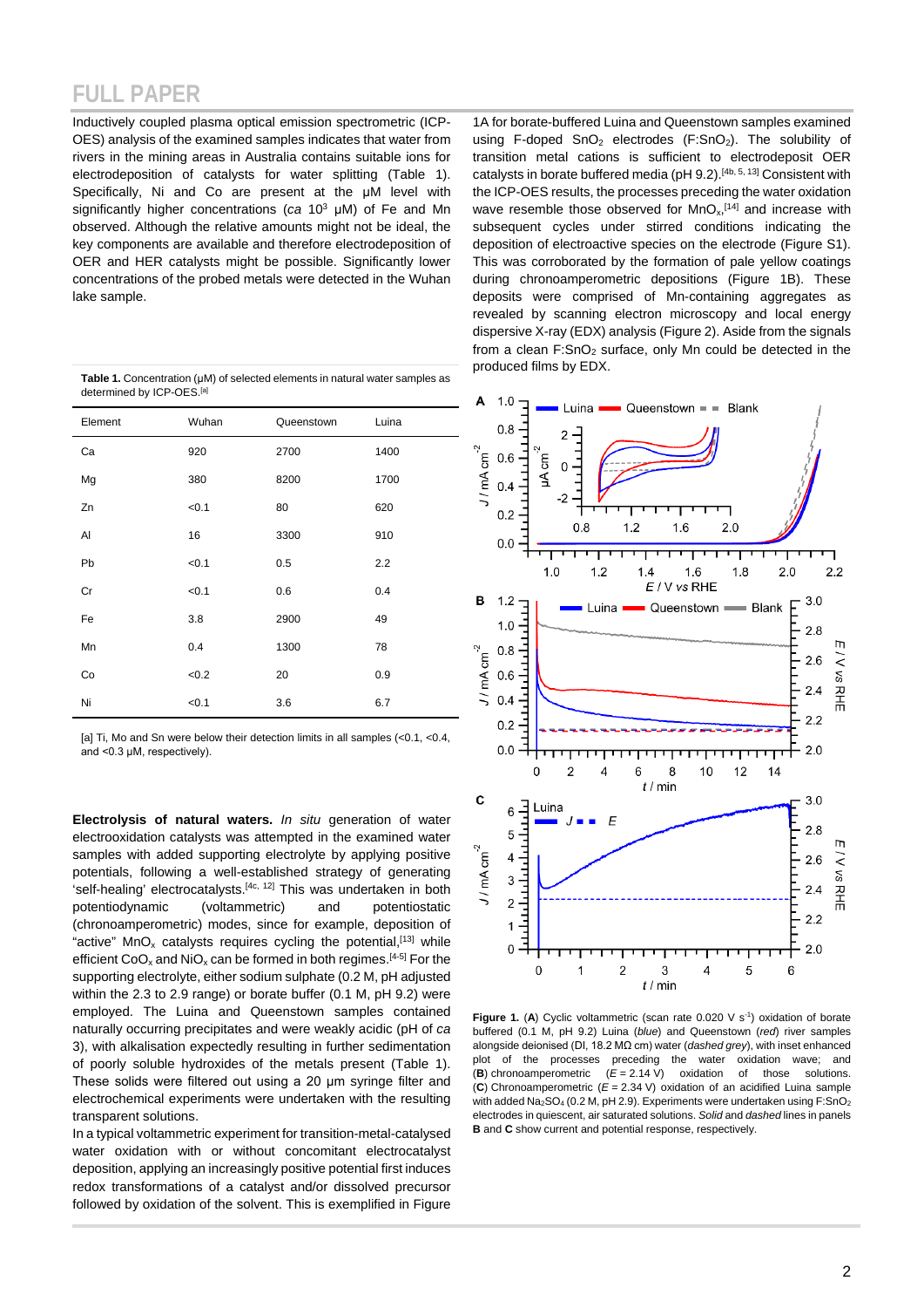Inductively coupled plasma optical emission spectrometric (ICP-OES) analysis of the examined samples indicates that water from rivers in the mining areas in Australia contains suitable ions for electrodeposition of catalysts for water splitting (Table 1). Specifically, Ni and Co are present at the µM level with significantly higher concentrations (*ca* $10^3$ µM) of Fe and Mn observed. Although the relative amounts might not be ideal, the key components are available and therefore electrodeposition of OER and HER catalysts might be possible. Significantly lower concentrations of the probed metals were detected in the Wuhan lake sample.

**Table 1.** Concentration (µM) of selected elements in natural water samples as determined by ICP-OES.[a]

| Element | Wuhan | Queenstown | Luina |
|---|---|---|---|
| Ca | 920 | 2700 | 1400 |
| Mg | 380 | 8200 | 1700 |
| Zn | <0.1 | 80 | 620 |
| Al | 16 | 3300 | 910 |
| Pb | <0.1 | 0.5 | 2.2 |
| Cr | <0.1 | 0.6 | 0.4 |
| Fe | 3.8 | 2900 | 49 |
| Mn | 0.4 | 1300 | 78 |
| Co | <0.2 | 20 | 0.9 |
| Ni | <0.1 | 3.6 | 6.7 |

[a] Ti, Mo and Sn were below their detection limits in all samples (<0.1, <0.4, and <0.3 µM, respectively).

**Electrolysis of natural waters.** *In situ* generation of water electrooxidation catalysts was attempted in the examined water samples with added supporting electrolyte by applying positive potentials, following a well-established strategy of generating 'self-healing' electrocatalysts.[4c, 12] This was undertaken in both potentiodynamic (voltammetric) and potentiostatic (chronoamperometric) modes, since for example, deposition of "active" $MnO_x$ catalysts requires cycling the potential,[13] while efficient $CoO_x$ and $NiO_x$ can be formed in both regimes.[4-5] For the supporting electrolyte, either sodium sulphate (0.2 M, pH adjusted within the 2.3 to 2.9 range) or borate buffer (0.1 M, pH 9.2) were employed. The Luina and Queenstown samples contained naturally occurring precipitates and were weakly acidic (pH of *ca* 3), with alkalisation expectedly resulting in further sedimentation of poorly soluble hydroxides of the metals present (Table 1). These solids were filtered out using a 20 µm syringe filter and electrochemical experiments were undertaken with the resulting transparent solutions.

In a typical voltammetric experiment for transition-metal-catalysed water oxidation with or without concomitant electrocatalyst deposition, applying an increasingly positive potential first induces redox transformations of a catalyst and/or dissolved precursor followed by oxidation of the solvent. This is exemplified in Figure 1A for borate-buffered Luina and Queenstown samples examined using F-doped $SnO_2$ electrodes ($F{:}SnO_2$). The solubility of transition metal cations is sufficient to electrodeposit OER catalysts in borate buffered media (pH 9.2).[4b, 5, 13] Consistent with the ICP-OES results, the processes preceding the water oxidation wave resemble those observed for $MnO_x$,[14] and increase with subsequent cycles under stirred conditions indicating the deposition of electroactive species on the electrode (Figure S1). This was corroborated by the formation of pale yellow coatings during chronoamperometric depositions (Figure 1B). These deposits were comprised of Mn-containing aggregates as revealed by scanning electron microscopy and local energy dispersive X-ray (EDX) analysis (Figure 2). Aside from the signals from a clean $F{:}SnO_2$ surface, only Mn could be detected in the produced films by EDX.

**Figure 1.** (**A**) Cyclic voltammetric (scan rate 0.020 V $s^{-1}$) oxidation of borate buffered (0.1 M, pH 9.2) Luina (*blue*) and Queenstown (*red*) river samples alongside deionised (DI, 18.2 MΩ cm) water (*dashed grey*), with inset enhanced plot of the processes preceding the water oxidation wave; and (**B**) chronoamperometric ($E$ = 2.14 V) oxidation of those solutions. (**C**) Chronoamperometric ($E$ = 2.34 V) oxidation of an acidified Luina sample with added $Na_2SO_4$ (0.2 M, pH 2.9). Experiments were undertaken using $F{:}SnO_2$ electrodes in quiescent, air saturated solutions. *Solid* and *dashed* lines in panels **B** and **C** show current and potential response, respectively.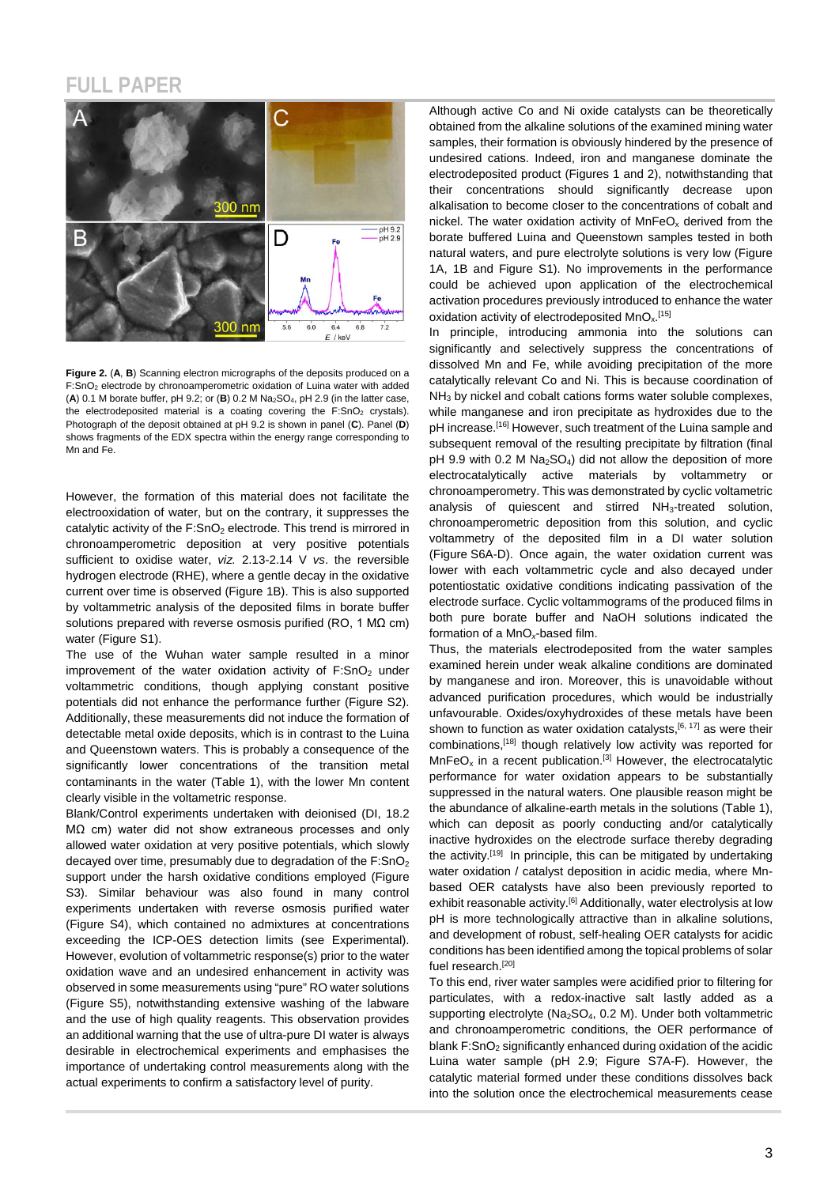**Figure 2.** (**A**, **B**) Scanning electron micrographs of the deposits produced on a $F:SnO_2$ electrode by chronoamperometric oxidation of Luina water with added (**A**) 0.1 M borate buffer, pH 9.2; or (**B**) 0.2 M $Na_2SO_4$, pH 2.9 (in the latter case, the electrodeposited material is a coating covering the $F:SnO_2$ crystals). Photograph of the deposit obtained at pH 9.2 is shown in panel (**C**). Panel (**D**) shows fragments of the EDX spectra within the energy range corresponding to Mn and Fe.

However, the formation of this material does not facilitate the electrooxidation of water, but on the contrary, it suppresses the catalytic activity of the $F:SnO_2$ electrode. This trend is mirrored in chronoamperometric deposition at very positive potentials sufficient to oxidise water, *viz.* 2.13-2.14 V *vs*. the reversible hydrogen electrode (RHE), where a gentle decay in the oxidative current over time is observed (Figure 1B). This is also supported by voltammetric analysis of the deposited films in borate buffer solutions prepared with reverse osmosis purified (RO, 1 MΩ cm) water (Figure S1).

The use of the Wuhan water sample resulted in a minor improvement of the water oxidation activity of $F:SnO_2$ under voltammetric conditions, though applying constant positive potentials did not enhance the performance further (Figure S2). Additionally, these measurements did not induce the formation of detectable metal oxide deposits, which is in contrast to the Luina and Queenstown waters. This is probably a consequence of the significantly lower concentrations of the transition metal contaminants in the water (Table 1), with the lower Mn content clearly visible in the voltametric response.

Blank/Control experiments undertaken with deionised (DI, 18.2 MΩ cm) water did not show extraneous processes and only allowed water oxidation at very positive potentials, which slowly decayed over time, presumably due to degradation of the $F:SnO_2$ support under the harsh oxidative conditions employed (Figure S3). Similar behaviour was also found in many control experiments undertaken with reverse osmosis purified water (Figure S4), which contained no admixtures at concentrations exceeding the ICP-OES detection limits (see Experimental). However, evolution of voltammetric response(s) prior to the water oxidation wave and an undesired enhancement in activity was observed in some measurements using "pure" RO water solutions (Figure S5), notwithstanding extensive washing of the labware and the use of high quality reagents. This observation provides an additional warning that the use of ultra-pure DI water is always desirable in electrochemical experiments and emphasises the importance of undertaking control measurements along with the actual experiments to confirm a satisfactory level of purity.

Although active Co and Ni oxide catalysts can be theoretically obtained from the alkaline solutions of the examined mining water samples, their formation is obviously hindered by the presence of undesired cations. Indeed, iron and manganese dominate the electrodeposited product (Figures 1 and 2), notwithstanding that their concentrations should significantly decrease upon alkalisation to become closer to the concentrations of cobalt and nickel. The water oxidation activity of $MnFeO_x$ derived from the borate buffered Luina and Queenstown samples tested in both natural waters, and pure electrolyte solutions is very low (Figure 1A, 1B and Figure S1). No improvements in the performance could be achieved upon application of the electrochemical activation procedures previously introduced to enhance the water oxidation activity of electrodeposited $MnO_x$.[15]

In principle, introducing ammonia into the solutions can significantly and selectively suppress the concentrations of dissolved Mn and Fe, while avoiding precipitation of the more catalytically relevant Co and Ni. This is because coordination of $NH_3$ by nickel and cobalt cations forms water soluble complexes, while manganese and iron precipitate as hydroxides due to the pH increase.[16] However, such treatment of the Luina sample and subsequent removal of the resulting precipitate by filtration (final pH 9.9 with 0.2 M $Na_2SO_4$) did not allow the deposition of more electrocatalytically active materials by voltammetry or chronoamperometry. This was demonstrated by cyclic voltammetric analysis of quiescent and stirred $NH_3$-treated solution, chronoamperometric deposition from this solution, and cyclic voltammetry of the deposited film in a DI water solution (Figure S6A-D). Once again, the water oxidation current was lower with each voltammetric cycle and also decayed under potentiostatic oxidative conditions indicating passivation of the electrode surface. Cyclic voltammograms of the produced films in both pure borate buffer and NaOH solutions indicated the formation of a $MnO_x$-based film.

Thus, the materials electrodeposited from the water samples examined herein under weak alkaline conditions are dominated by manganese and iron. Moreover, this is unavoidable without advanced purification procedures, which would be industrially unfavourable. Oxides/oxyhydroxides of these metals have been shown to function as water oxidation catalysts,[6, 17] as were their combinations,[18] though relatively low activity was reported for $MnFeO_x$ in a recent publication.[3] However, the electrocatalytic performance for water oxidation appears to be substantially suppressed in the natural waters. One plausible reason might be the abundance of alkaline-earth metals in the solutions (Table 1), which can deposit as poorly conducting and/or catalytically inactive hydroxides on the electrode surface thereby degrading the activity.[19] In principle, this can be mitigated by undertaking water oxidation / catalyst deposition in acidic media, where Mn-based OER catalysts have also been previously reported to exhibit reasonable activity.[6] Additionally, water electrolysis at low pH is more technologically attractive than in alkaline solutions, and development of robust, self-healing OER catalysts for acidic conditions has been identified among the topical problems of solar fuel research.[20]

To this end, river water samples were acidified prior to filtering for particulates, with a redox-inactive salt lastly added as a supporting electrolyte ($Na_2SO_4$, 0.2 M). Under both voltammetric and chronoamperometric conditions, the OER performance of blank $F:SnO_2$ significantly enhanced during oxidation of the acidic Luina water sample (pH 2.9; Figure S7A-F). However, the catalytic material formed under these conditions dissolves back into the solution once the electrochemical measurements cease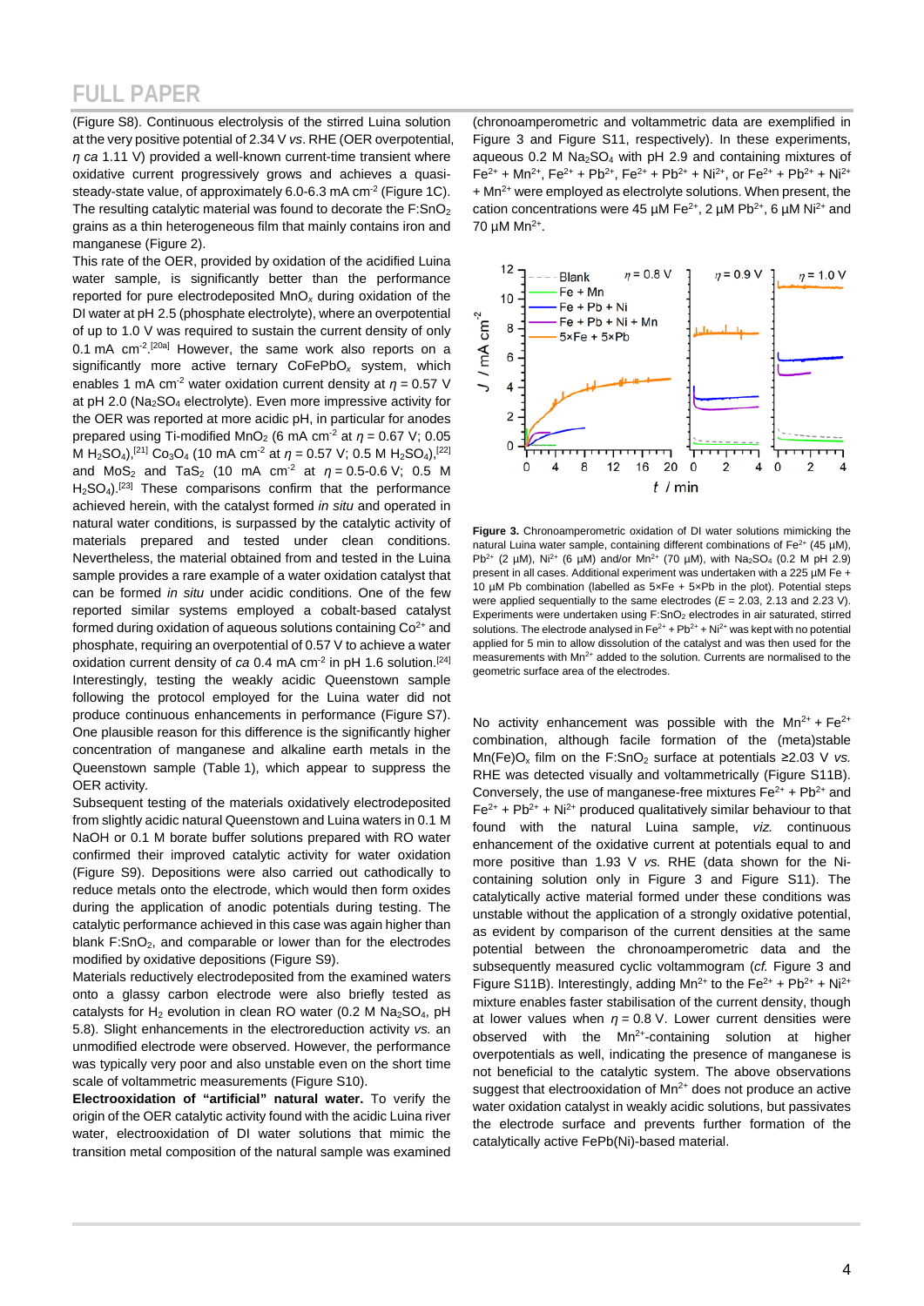(Figure S8). Continuous electrolysis of the stirred Luina solution at the very positive potential of 2.34 V *vs.* RHE (OER overpotential, $\eta$ *ca* 1.11 V) provided a well-known current-time transient where oxidative current progressively grows and achieves a quasi-steady-state value, of approximately 6.0-6.3 mA $cm^{-2}$ (Figure 1C). The resulting catalytic material was found to decorate the $F:SnO_2$ grains as a thin heterogeneous film that mainly contains iron and manganese (Figure 2).

This rate of the OER, provided by oxidation of the acidified Luina water sample, is significantly better than the performance reported for pure electrodeposited $MnO_x$ during oxidation of the DI water at pH 2.5 (phosphate electrolyte), where an overpotential of up to 1.0 V was required to sustain the current density of only 0.1 mA $cm^{-2}$.[20a] However, the same work also reports on a significantly more active ternary $CoFePbO_x$ system, which enables 1 mA $cm^{-2}$ water oxidation current density at $\eta$ = 0.57 V at pH 2.0 ($Na_2SO_4$ electrolyte). Even more impressive activity for the OER was reported at more acidic pH, in particular for anodes prepared using Ti-modified $MnO_2$ (6 mA $cm^{-2}$ at $\eta$ = 0.67 V; 0.05 M $H_2SO_4$),[21] $Co_3O_4$ (10 mA $cm^{-2}$ at $\eta$ = 0.57 V; 0.5 M $H_2SO_4$),[22] and $MoS_2$ and $TaS_2$ (10 mA $cm^{-2}$ at $\eta$ = 0.5-0.6 V; 0.5 M $H_2SO_4$).[23] These comparisons confirm that the performance achieved herein, with the catalyst formed *in situ* and operated in natural water conditions, is surpassed by the catalytic activity of materials prepared and tested under clean conditions. Nevertheless, the material obtained from and tested in the Luina sample provides a rare example of a water oxidation catalyst that can be formed *in situ* under acidic conditions. One of the few reported similar systems employed a cobalt-based catalyst formed during oxidation of aqueous solutions containing $Co^{2+}$ and phosphate, requiring an overpotential of 0.57 V to achieve a water oxidation current density of *ca* 0.4 mA $cm^{-2}$ in pH 1.6 solution.[24]

Interestingly, testing the weakly acidic Queenstown sample following the protocol employed for the Luina water did not produce continuous enhancements in performance (Figure S7). One plausible reason for this difference is the significantly higher concentration of manganese and alkaline earth metals in the Queenstown sample (Table 1), which appear to suppress the OER activity.

Subsequent testing of the materials oxidatively electrodeposited from slightly acidic natural Queenstown and Luina waters in 0.1 M NaOH or 0.1 M borate buffer solutions prepared with RO water confirmed their improved catalytic activity for water oxidation (Figure S9). Depositions were also carried out cathodically to reduce metals onto the electrode, which would then form oxides during the application of anodic potentials during testing. The catalytic performance achieved in this case was again higher than blank $F:SnO_2$, and comparable or lower than for the electrodes modified by oxidative depositions (Figure S9).

Materials reductively electrodeposited from the examined waters onto a glassy carbon electrode were also briefly tested as catalysts for $H_2$ evolution in clean RO water (0.2 M $Na_2SO_4$, pH 5.8). Slight enhancements in the electroreduction activity *vs.* an unmodified electrode were observed. However, the performance was typically very poor and also unstable even on the short time scale of voltammetric measurements (Figure S10).

**Electrooxidation of "artificial" natural water.** To verify the origin of the OER catalytic activity found with the acidic Luina river water, electrooxidation of DI water solutions that mimic the transition metal composition of the natural sample was examined (chronoamperometric and voltammetric data are exemplified in Figure 3 and Figure S11, respectively). In these experiments, aqueous 0.2 M $Na_2SO_4$ with pH 2.9 and containing mixtures of $Fe^{2+}$ + $Mn^{2+}$, $Fe^{2+}$ + $Pb^{2+}$, $Fe^{2+}$ + $Pb^{2+}$ + $Ni^{2+}$, or $Fe^{2+}$ + $Pb^{2+}$ + $Ni^{2+}$ + $Mn^{2+}$ were employed as electrolyte solutions. When present, the cation concentrations were 45 μM $Fe^{2+}$, 2 μM $Pb^{2+}$, 6 μM $Ni^{2+}$ and 70 μM $Mn^{2+}$.

**Figure 3.** Chronoamperometric oxidation of DI water solutions mimicking the natural Luina water sample, containing different combinations of $Fe^{2+}$ (45 μM), $Pb^{2+}$ (2 μM), $Ni^{2+}$ (6 μM) and/or $Mn^{2+}$ (70 μM), with $Na_2SO_4$ (0.2 M pH 2.9) present in all cases. Additional experiment was undertaken with a 225 μM Fe + 10 μM Pb combination (labelled as 5×Fe + 5×Pb in the plot). Potential steps were applied sequentially to the same electrodes (*E* = 2.03, 2.13 and 2.23 V). Experiments were undertaken using $F:SnO_2$ electrodes in air saturated, stirred solutions. The electrode analysed in $Fe^{2+}$ + $Pb^{2+}$ + $Ni^{2+}$ was kept with no potential applied for 5 min to allow dissolution of the catalyst and was then used for the measurements with $Mn^{2+}$ added to the solution. Currents are normalised to the geometric surface area of the electrodes.

No activity enhancement was possible with the $Mn^{2+}$ + $Fe^{2+}$ combination, although facile formation of the (meta)stable $Mn(Fe)O_x$ film on the $F:SnO_2$ surface at potentials ≥2.03 V *vs.* RHE was detected visually and voltammetrically (Figure S11B). Conversely, the use of manganese-free mixtures $Fe^{2+}$ + $Pb^{2+}$ and $Fe^{2+}$ + $Pb^{2+}$ + $Ni^{2+}$ produced qualitatively similar behaviour to that found with the natural Luina sample, *viz.* continuous enhancement of the oxidative current at potentials equal to and more positive than 1.93 V *vs.* RHE (data shown for the Ni-containing solution only in Figure 3 and Figure S11). The catalytically active material formed under these conditions was unstable without the application of a strongly oxidative potential, as evident by comparison of the current densities at the same potential between the chronoamperometric data and the subsequently measured cyclic voltammogram (*cf.* Figure 3 and Figure S11B). Interestingly, adding $Mn^{2+}$ to the $Fe^{2+}$ + $Pb^{2+}$ + $Ni^{2+}$ mixture enables faster stabilisation of the current density, though at lower values when $\eta$ = 0.8 V. Lower current densities were observed with the $Mn^{2+}$-containing solution at higher overpotentials as well, indicating the presence of manganese is not beneficial to the catalytic system. The above observations suggest that electrooxidation of $Mn^{2+}$ does not produce an active water oxidation catalyst in weakly acidic solutions, but passivates the electrode surface and prevents further formation of the catalytically active FePb(Ni)-based material.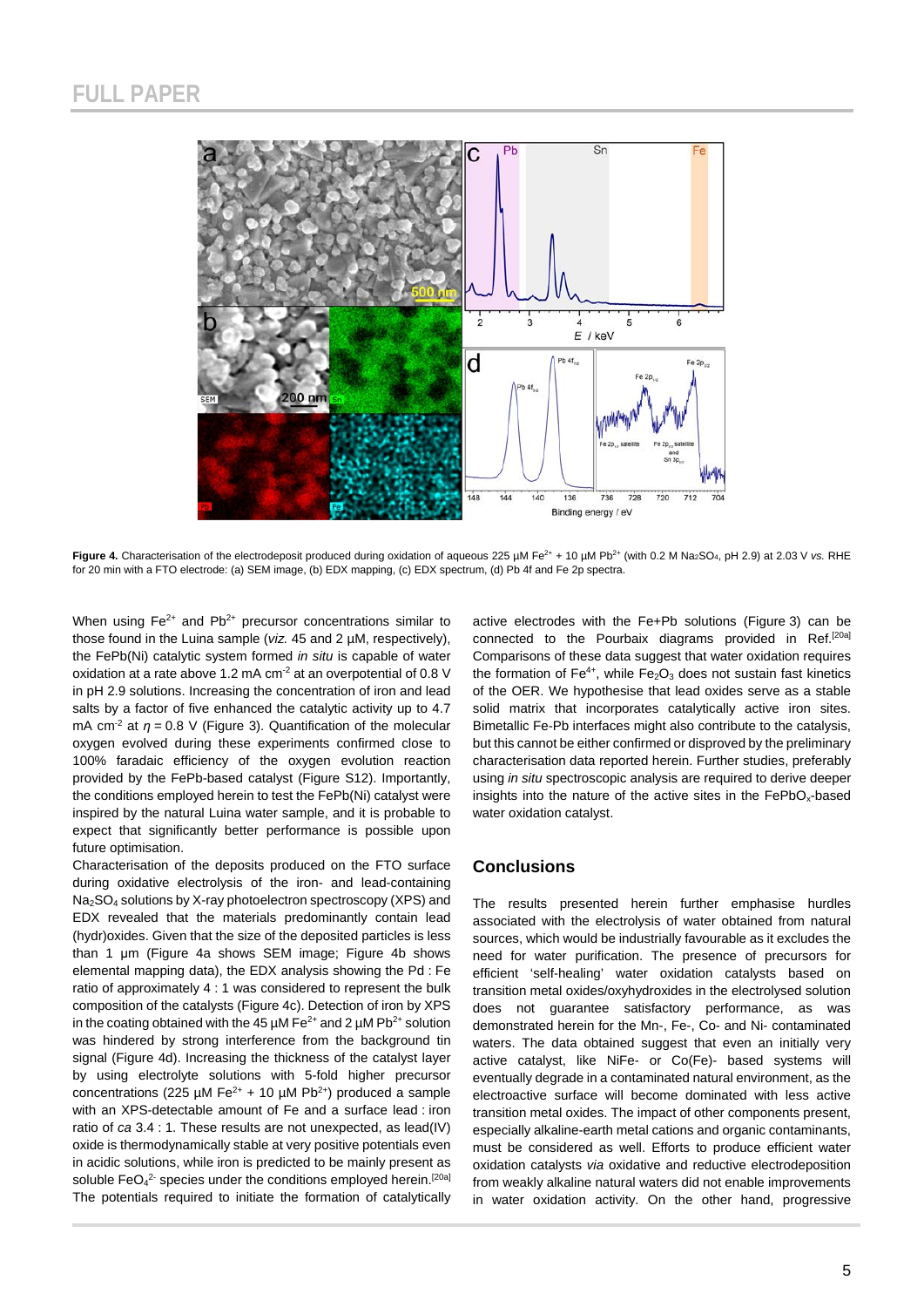**Figure 4.** Characterisation of the electrodeposit produced during oxidation of aqueous 225 µM $Fe^{2+}$ + 10 µM $Pb^{2+}$ (with 0.2 M $Na_2SO_4$, pH 2.9) at 2.03 V *vs.* RHE for 20 min with a FTO electrode: (a) SEM image, (b) EDX mapping, (c) EDX spectrum, (d) Pb 4f and Fe 2p spectra.

When using $Fe^{2+}$ and $Pb^{2+}$ precursor concentrations similar to those found in the Luina sample (*viz.* 45 and 2 µM, respectively), the FePb(Ni) catalytic system formed *in situ* is capable of water oxidation at a rate above 1.2 mA $cm^{-2}$ at an overpotential of 0.8 V in pH 2.9 solutions. Increasing the concentration of iron and lead salts by a factor of five enhanced the catalytic activity up to 4.7 mA $cm^{-2}$ at $\eta$ = 0.8 V (Figure 3). Quantification of the molecular oxygen evolved during these experiments confirmed close to 100% faradaic efficiency of the oxygen evolution reaction provided by the FePb-based catalyst (Figure S12). Importantly, the conditions employed herein to test the FePb(Ni) catalyst were inspired by the natural Luina water sample, and it is probable to expect that significantly better performance is possible upon future optimisation.

Characterisation of the deposits produced on the FTO surface during oxidative electrolysis of the iron- and lead-containing $Na_2SO_4$ solutions by X-ray photoelectron spectroscopy (XPS) and EDX revealed that the materials predominantly contain lead (hydr)oxides. Given that the size of the deposited particles is less than 1 µm (Figure 4a shows SEM image; Figure 4b shows elemental mapping data), the EDX analysis showing the Pd : Fe ratio of approximately 4 : 1 was considered to represent the bulk composition of the catalysts (Figure 4c). Detection of iron by XPS in the coating obtained with the 45 µM $Fe^{2+}$ and 2 µM $Pb^{2+}$ solution was hindered by strong interference from the background tin signal (Figure 4d). Increasing the thickness of the catalyst layer by using electrolyte solutions with 5-fold higher precursor concentrations (225 µM $Fe^{2+}$ + 10 µM $Pb^{2+}$) produced a sample with an XPS-detectable amount of Fe and a surface lead : iron ratio of *ca* 3.4 : 1. These results are not unexpected, as lead(IV) oxide is thermodynamically stable at very positive potentials even in acidic solutions, while iron is predicted to be mainly present as soluble $FeO_4^{2-}$ species under the conditions employed herein.[20a] The potentials required to initiate the formation of catalytically active electrodes with the Fe+Pb solutions (Figure 3) can be connected to the Pourbaix diagrams provided in Ref.[20a] Comparisons of these data suggest that water oxidation requires the formation of $Fe^{4+}$, while $Fe_2O_3$ does not sustain fast kinetics of the OER. We hypothesise that lead oxides serve as a stable solid matrix that incorporates catalytically active iron sites. Bimetallic Fe-Pb interfaces might also contribute to the catalysis, but this cannot be either confirmed or disproved by the preliminary characterisation data reported herein. Further studies, preferably using *in situ* spectroscopic analysis are required to derive deeper insights into the nature of the active sites in the FePbO$_x$-based water oxidation catalyst.

## Conclusions

The results presented herein further emphasise hurdles associated with the electrolysis of water obtained from natural sources, which would be industrially favourable as it excludes the need for water purification. The presence of precursors for efficient 'self-healing' water oxidation catalysts based on transition metal oxides/oxyhydroxides in the electrolysed solution does not guarantee satisfactory performance, as was demonstrated herein for the Mn-, Fe-, Co- and Ni- contaminated waters. The data obtained suggest that even an initially very active catalyst, like NiFe- or Co(Fe)- based systems will eventually degrade in a contaminated natural environment, as the electroactive surface will become dominated with less active transition metal oxides. The impact of other components present, especially alkaline-earth metal cations and organic contaminants, must be considered as well. Efforts to produce efficient water oxidation catalysts *via* oxidative and reductive electrodeposition from weakly alkaline natural waters did not enable improvements in water oxidation activity. On the other hand, progressive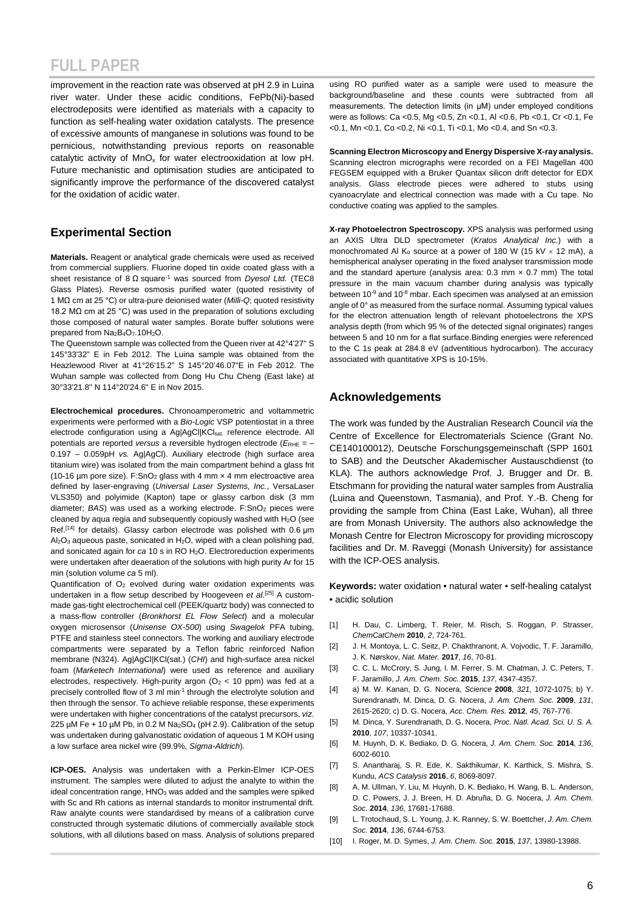improvement in the reaction rate was observed at pH 2.9 in Luina river water. Under these acidic conditions, FePb(Ni)-based electrodeposits were identified as materials with a capacity to function as self-healing water oxidation catalysts. The presence of excessive amounts of manganese in solutions was found to be pernicious, notwithstanding previous reports on reasonable catalytic activity of $MnO_x$ for water electrooxidation at low pH. Future mechanistic and optimisation studies are anticipated to significantly improve the performance of the discovered catalyst for the oxidation of acidic water.

## Experimental Section

**Materials.** Reagent or analytical grade chemicals were used as received from commercial suppliers. Fluorine doped tin oxide coated glass with a sheet resistance of 8 Ω square$^{-1}$ was sourced from *Dyesol Ltd.* (TEC8 Glass Plates). Reverse osmosis purified water (quoted resistivity of 1 MΩ cm at 25 °C) or ultra-pure deionised water (*Milli-Q*; quoted resistivity 18.2 MΩ cm at 25 °C) was used in the preparation of solutions excluding those composed of natural water samples. Borate buffer solutions were prepared from $Na_2B_4O_7.10H_2O$.

The Queenstown sample was collected from the Queen river at 42°4'27" S 145°33'32" E in Feb 2012. The Luina sample was obtained from the Heazlewood River at 41°26'15.2" S 145°20'46.07"E in Feb 2012. The Wuhan sample was collected from Dong Hu Chu Cheng (East lake) at 30°33'21.8" N 114°20'24.6" E in Nov 2015.

**Electrochemical procedures.** Chronoamperometric and voltammetric experiments were performed with a *Bio-Logic* VSP potentiostat in a three electrode configuration using a Ag|AgCl|$KCl_{sat.}$ reference electrode. All potentials are reported *versus* a reversible hydrogen electrode ($E_{RHE}$ = – 0.197 – 0.059pH *vs.* Ag|AgCl). Auxiliary electrode (high surface area titanium wire) was isolated from the main compartment behind a glass frit (10-16 µm pore size). F:$SnO_2$ glass with 4 mm × 4 mm electroactive area defined by laser-engraving (*Universal Laser Systems, Inc.*, VersaLaser VLS350) and polyimide (Kapton) tape or glassy carbon disk (3 mm diameter; *BAS*) was used as a working electrode. F:$SnO_2$ pieces were cleaned by aqua regia and subsequently copiously washed with $H_2O$ (see Ref.[14] for details). Glassy carbon electrode was polished with 0.6 µm $Al_2O_3$ aqueous paste, sonicated in $H_2O$, wiped with a clean polishing pad, and sonicated again for *ca* 10 s in RO $H_2O$. Electroreduction experiments were undertaken after deaeration of the solutions with high purity Ar for 15 min (solution volume *ca* 5 ml).

Quantification of $O_2$ evolved during water oxidation experiments was undertaken in a flow setup described by Hoogeveen *et al*.[25] A custom-made gas-tight electrochemical cell (PEEK/quartz body) was connected to a mass-flow controller (*Bronkhorst EL Flow Select*) and a molecular oxygen microsensor (*Unisense OX-500*) using *Swagelok* PFA tubing, PTFE and stainless steel connectors. The working and auxiliary electrode compartments were separated by a Teflon fabric reinforced Nafion membrane (N324). Ag|AgCl|KCl(sat.) (*CHI*) and high-surface area nickel foam (*Marketech International*) were used as reference and auxiliary electrodes, respectively. High-purity argon ($O_2$ < 10 ppm) was fed at a precisely controlled flow of 3 ml min$^{-1}$ through the electrolyte solution and then through the sensor. To achieve reliable response, these experiments were undertaken with higher concentrations of the catalyst precursors, *viz*. 225 µM Fe + 10 µM Pb, in 0.2 M $Na_2SO_4$ (pH 2.9). Calibration of the setup was undertaken during galvanostatic oxidation of aqueous 1 M KOH using a low surface area nickel wire (99.9%, *Sigma-Aldrich*).

**ICP-OES.** Analysis was undertaken with a Perkin-Elmer ICP-OES instrument. The samples were diluted to adjust the analyte to within the ideal concentration range, $HNO_3$ was added and the samples were spiked with Sc and Rh cations as internal standards to monitor instrumental drift. Raw analyte counts were standardised by means of a calibration curve constructed through systematic dilutions of commercially available stock solutions, with all dilutions based on mass. Analysis of solutions prepared using RO purified water as a sample were used to measure the background/baseline and these counts were subtracted from all measurements. The detection limits (in µM) under employed conditions were as follows: Ca <0.5, Mg <0.5, Zn <0.1, Al <0.6, Pb <0.1, Cr <0.1, Fe <0.1, Mn <0.1, Co <0.2, Ni <0.1, Ti <0.1, Mo <0.4, and Sn <0.3.

**Scanning Electron Microscopy and Energy Dispersive X-ray analysis.** Scanning electron micrographs were recorded on a FEI Magellan 400 FEGSEM equipped with a Bruker Quantax silicon drift detector for EDX analysis. Glass electrode pieces were adhered to stubs using cyanoacrylate and electrical connection was made with a Cu tape. No conductive coating was applied to the samples.

**X-ray Photoelectron Spectroscopy.** XPS analysis was performed using an AXIS Ultra DLD spectrometer (*Kratos Analytical Inc.*) with a monochromated Al $K_\alpha$ source at a power of 180 W (15 kV × 12 mA), a hemispherical analyser operating in the fixed analyser transmission mode and the standard aperture (analysis area: 0.3 mm × 0.7 mm) The total pressure in the main vacuum chamber during analysis was typically between $10^{-9}$ and $10^{-8}$ mbar. Each specimen was analysed at an emission angle of 0° as measured from the surface normal. Assuming typical values for the electron attenuation length of relevant photoelectrons the XPS analysis depth (from which 95 % of the detected signal originates) ranges between 5 and 10 nm for a flat surface.Binding energies were referenced to the C 1s peak at 284.8 eV (adventitious hydrocarbon). The accuracy associated with quantitative XPS is 10-15%.

## Acknowledgements

The work was funded by the Australian Research Council *via* the Centre of Excellence for Electromaterials Science (Grant No. CE140100012), Deutsche Forschungsgemeinschaft (SPP 1601 to SAB) and the Deutscher Akademischer Austauschdienst (to KLA). The authors acknowledge Prof. J. Brugger and Dr. B. Etschmann for providing the natural water samples from Australia (Luina and Queenstown, Tasmania), and Prof. Y.-B. Cheng for providing the sample from China (East Lake, Wuhan), all three are from Monash University. The authors also acknowledge the Monash Centre for Electron Microscopy for providing microscopy facilities and Dr. M. Raveggi (Monash University) for assistance with the ICP-OES analysis.

**Keywords:** water oxidation • natural water • self-healing catalyst • acidic solution

[1] H. Dau, C. Limberg, T. Reier, M. Risch, S. Roggan, P. Strasser, *ChemCatChem* **2010**, *2*, 724-761.

[2] J. H. Montoya, L. C. Seitz, P. Chakthranont, A. Vojvodic, T. F. Jaramillo, J. K. Nørskov, *Nat. Mater.* **2017**, *16*, 70-81.

[3] C. C. L. McCrory, S. Jung, I. M. Ferrer, S. M. Chatman, J. C. Peters, T. F. Jaramillo, *J. Am. Chem. Soc.* **2015**, *137*, 4347-4357.

[4] a) M. W. Kanan, D. G. Nocera, *Science* **2008**, *321*, 1072-1075; b) Y. Surendranath, M. Dinca, D. G. Nocera, *J. Am. Chem. Soc.* **2009**, *131*, 2615-2620; c) D. G. Nocera, *Acc. Chem. Res.* **2012**, *45*, 767-776.

[5] M. Dinca, Y. Surendranath, D. G. Nocera, *Proc. Natl. Acad. Sci. U. S. A.* **2010**, *107*, 10337-10341.

[6] M. Huynh, D. K. Bediako, D. G. Nocera, *J. Am. Chem. Soc.* **2014**, *136*, 6002-6010.

[7] S. Anantharaj, S. R. Ede, K. Sakthikumar, K. Karthick, S. Mishra, S. Kundu, *ACS Catalysis* **2016**, *6*, 8069-8097.

[8] A. M. Ullman, Y. Liu, M. Huynh, D. K. Bediako, H. Wang, B. L. Anderson, D. C. Powers, J. J. Breen, H. D. Abruña, D. G. Nocera, *J. Am. Chem. Soc.* **2014**, *136*, 17681-17688.

[9] L. Trotochaud, S. L. Young, J. K. Ranney, S. W. Boettcher, *J. Am. Chem. Soc.* **2014**, *136*, 6744-6753.

[10] I. Roger, M. D. Symes, *J. Am. Chem. Soc.* **2015**, *137*, 13980-13988.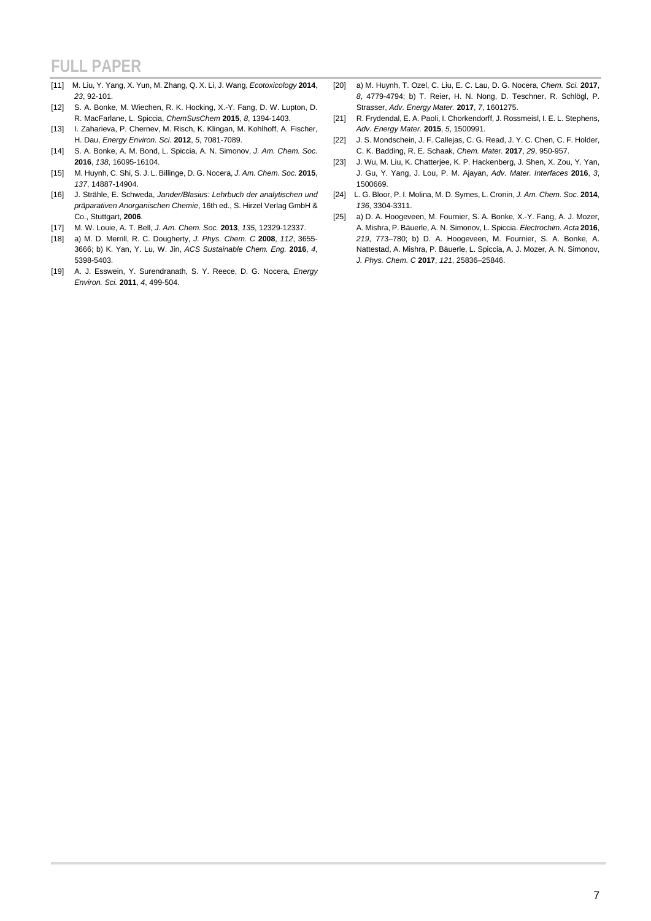[11] M. Liu, Y. Yang, X. Yun, M. Zhang, Q. X. Li, J. Wang, *Ecotoxicology* **2014**, *23*, 92-101.

[12] S. A. Bonke, M. Wiechen, R. K. Hocking, X.-Y. Fang, D. W. Lupton, D. R. MacFarlane, L. Spiccia, *ChemSusChem* **2015**, *8*, 1394-1403.

[13] I. Zaharieva, P. Chernev, M. Risch, K. Klingan, M. Kohlhoff, A. Fischer, H. Dau, *Energy Environ. Sci.* **2012**, *5*, 7081-7089.

[14] S. A. Bonke, A. M. Bond, L. Spiccia, A. N. Simonov, *J. Am. Chem. Soc.* **2016**, *138*, 16095-16104.

[15] M. Huynh, C. Shi, S. J. L. Billinge, D. G. Nocera, *J. Am. Chem. Soc.* **2015**, *137*, 14887-14904.

[16] J. Strähle, E. Schweda, *Jander/Blasius: Lehrbuch der analytischen und präparativen Anorganischen Chemie*, 16th ed., S. Hirzel Verlag GmbH & Co., Stuttgart, **2006**.

[17] M. W. Louie, A. T. Bell, *J. Am. Chem. Soc.* **2013**, *135*, 12329-12337.

[18] a) M. D. Merrill, R. C. Dougherty, *J. Phys. Chem. C* **2008**, *112*, 3655-3666; b) K. Yan, Y. Lu, W. Jin, *ACS Sustainable Chem. Eng.* **2016**, *4*, 5398-5403.

[19] A. J. Esswein, Y. Surendranath, S. Y. Reece, D. G. Nocera, *Energy Environ. Sci.* **2011**, *4*, 499-504.

[20] a) M. Huynh, T. Ozel, C. Liu, E. C. Lau, D. G. Nocera, *Chem. Sci.* **2017**, *8*, 4779-4794; b) T. Reier, H. N. Nong, D. Teschner, R. Schlögl, P. Strasser, *Adv. Energy Mater.* **2017**, *7*, 1601275.

[21] R. Frydendal, E. A. Paoli, I. Chorkendorff, J. Rossmeisl, I. E. L. Stephens, *Adv. Energy Mater.* **2015**, *5*, 1500991.

[22] J. S. Mondschein, J. F. Callejas, C. G. Read, J. Y. C. Chen, C. F. Holder, C. K. Badding, R. E. Schaak, *Chem. Mater.* **2017**, *29*, 950-957.

[23] J. Wu, M. Liu, K. Chatterjee, K. P. Hackenberg, J. Shen, X. Zou, Y. Yan, J. Gu, Y. Yang, J. Lou, P. M. Ajayan, *Adv. Mater. Interfaces* **2016**, *3*, 1500669.

[24] L. G. Bloor, P. I. Molina, M. D. Symes, L. Cronin, *J. Am. Chem. Soc.* **2014**, *136*, 3304-3311.

[25] a) D. A. Hoogeveen, M. Fournier, S. A. Bonke, X.-Y. Fang, A. J. Mozer, A. Mishra, P. Bäuerle, A. N. Simonov, L. Spiccia. *Electrochim. Acta* **2016**, *219*, 773–780; b) D. A. Hoogeveen, M. Fournier, S. A. Bonke, A. Nattestad, A. Mishra, P. Bäuerle, L. Spiccia, A. J. Mozer, A. N. Simonov, *J. Phys. Chem. C* **2017**, *121*, 25836–25846.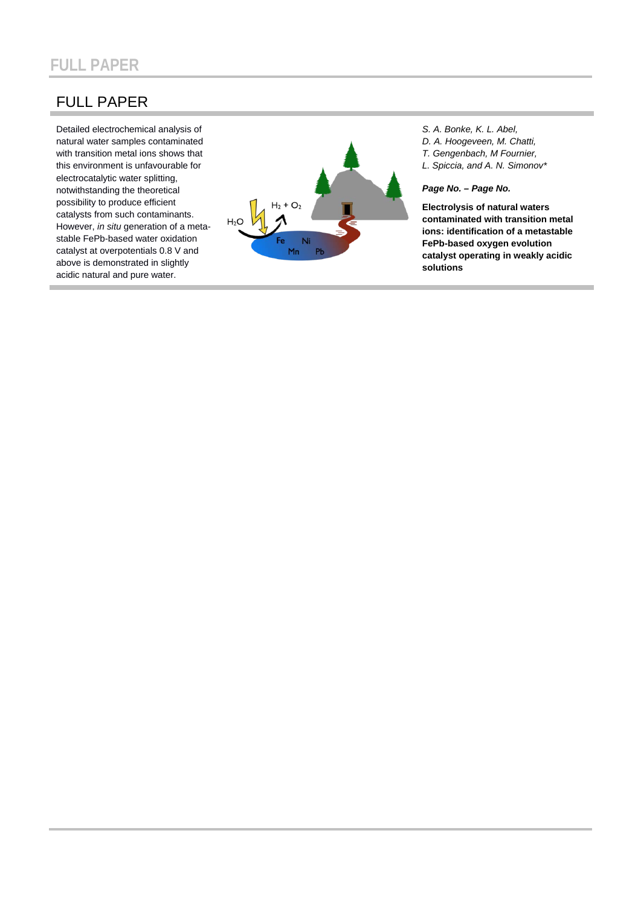## FULL PAPER

Detailed electrochemical analysis of natural water samples contaminated with transition metal ions shows that this environment is unfavourable for electrocatalytic water splitting, notwithstanding the theoretical possibility to produce efficient catalysts from such contaminants. However, *in situ* generation of a meta-stable FePb-based water oxidation catalyst at overpotentials 0.8 V and above is demonstrated in slightly acidic natural and pure water.

$H_2O$

$H_2 + O_2$

Fe Ni Mn Pb

*S. A. Bonke, K. L. Abel, D. A. Hoogeveen, M. Chatti, T. Gengenbach, M Fournier, L. Spiccia, and A. N. Simonov\**

***Page No. – Page No.***

**Electrolysis of natural waters contaminated with transition metal ions: identification of a metastable FePb-based oxygen evolution catalyst operating in weakly acidic solutions**